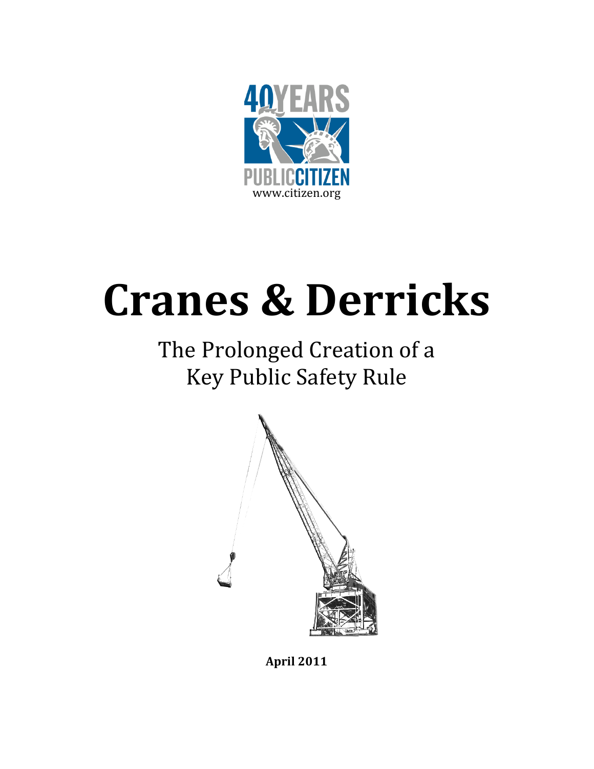40 YEARS PUBLIC CITIZEN

www.citizen.org

# Cranes & Derricks

## The Prolonged Creation of a Key Public Safety Rule

**April 2011**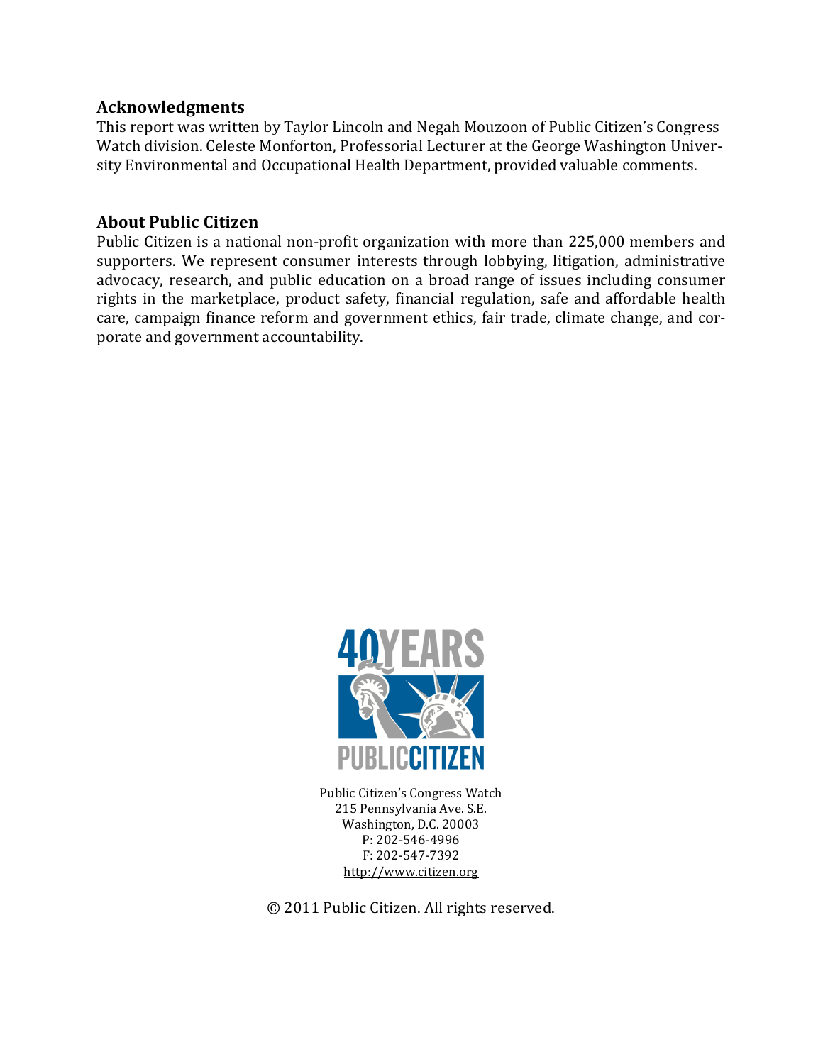## Acknowledgments

This report was written by Taylor Lincoln and Negah Mouzoon of Public Citizen's Congress Watch division. Celeste Monforton, Professorial Lecturer at the George Washington University Environmental and Occupational Health Department, provided valuable comments.

## About Public Citizen

Public Citizen is a national non-profit organization with more than 225,000 members and supporters. We represent consumer interests through lobbying, litigation, administrative advocacy, research, and public education on a broad range of issues including consumer rights in the marketplace, product safety, financial regulation, safe and affordable health care, campaign finance reform and government ethics, fair trade, climate change, and corporate and government accountability.

40 YEARS PUBLIC CITIZEN

Public Citizen's Congress Watch
215 Pennsylvania Ave. S.E.
Washington, D.C. 20003
P: 202-546-4996
F: 202-547-7392
http://www.citizen.org

© 2011 Public Citizen. All rights reserved.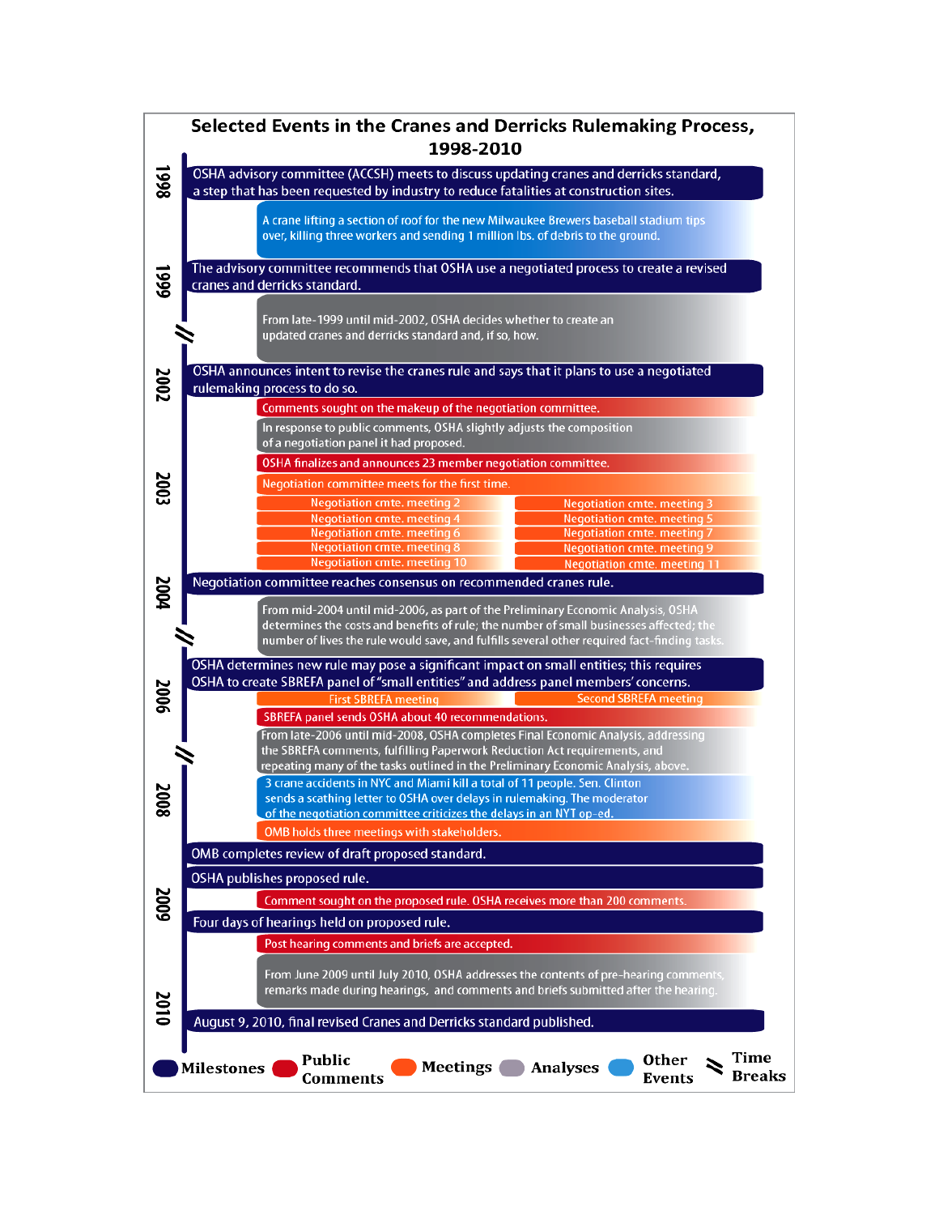## Selected Events in the Cranes and Derricks Rulemaking Process, 1998-2010

**1998**

- OSHA advisory committee (ACCSH) meets to discuss updating cranes and derricks standard, a step that has been requested by industry to reduce fatalities at construction sites.
- A crane lifting a section of roof for the new Milwaukee Brewers baseball stadium tips over, killing three workers and sending 1 million lbs. of debris to the ground.

**1999**

- The advisory committee recommends that OSHA use a negotiated process to create a revised cranes and derricks standard.
- From late-1999 until mid-2002, OSHA decides whether to create an updated cranes and derricks standard and, if so, how.

**2002**

- OSHA announces intent to revise the cranes rule and says that it plans to use a negotiated rulemaking process to do so.
- Comments sought on the makeup of the negotiation committee.
- In response to public comments, OSHA slightly adjusts the composition of a negotiation panel it had proposed.

**2003**

- OSHA finalizes and announces 23 member negotiation committee.
- Negotiation committee meets for the first time.
- Negotiation cmte. meeting 2
- Negotiation cmte. meeting 3
- Negotiation cmte. meeting 4
- Negotiation cmte. meeting 5
- Negotiation cmte. meeting 6
- Negotiation cmte. meeting 7
- Negotiation cmte. meeting 8
- Negotiation cmte. meeting 9
- Negotiation cmte. meeting 10
- Negotiation cmte. meeting 11

**2004**

- Negotiation committee reaches consensus on recommended cranes rule.
- From mid-2004 until mid-2006, as part of the Preliminary Economic Analysis, OSHA determines the costs and benefits of rule; the number of small businesses affected; the number of lives the rule would save, and fulfills several other required fact-finding tasks.

**2006**

- OSHA determines new rule may pose a significant impact on small entities; this requires OSHA to create SBREFA panel of "small entities" and address panel members' concerns.
- First SBREFA meeting
- Second SBREFA meeting
- SBREFA panel sends OSHA about 40 recommendations.
- From late-2006 until mid-2008, OSHA completes Final Economic Analysis, addressing the SBREFA comments, fulfilling Paperwork Reduction Act requirements, and repeating many of the tasks outlined in the Preliminary Economic Analysis, above.

**2008**

- 3 crane accidents in NYC and Miami kill a total of 11 people. Sen. Clinton sends a scathing letter to OSHA over delays in rulemaking. The moderator of the negotiation committee criticizes the delays in an NYT op-ed.
- OMB holds three meetings with stakeholders.
- OMB completes review of draft proposed standard.

**2009**

- OSHA publishes proposed rule.
- Comment sought on the proposed rule. OSHA receives more than 200 comments.
- Four days of hearings held on proposed rule.
- Post hearing comments and briefs are accepted.
- From June 2009 until July 2010, OSHA addresses the contents of pre-hearing comments, remarks made during hearings, and comments and briefs submitted after the hearing.

**2010**

- August 9, 2010, final revised Cranes and Derricks standard published.

Legend: Milestones | Public Comments | Meetings | Analyses | Other Events | // Time Breaks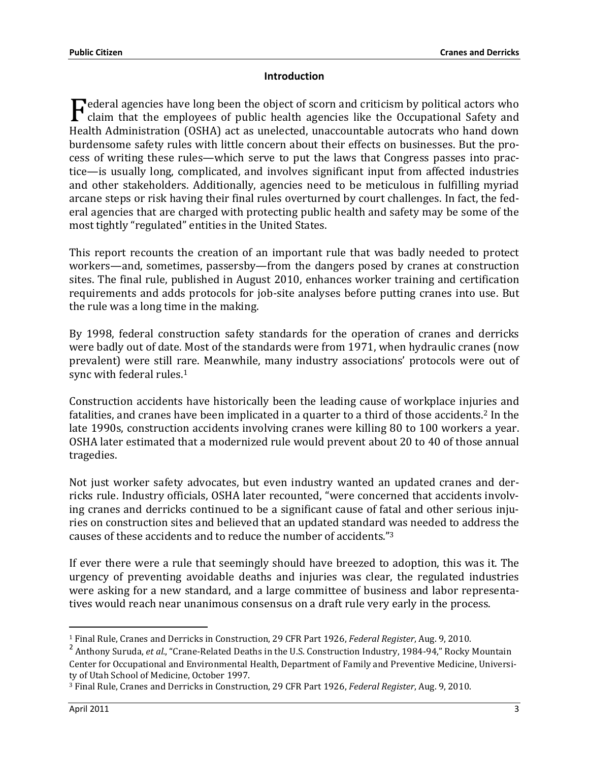## Introduction

Federal agencies have long been the object of scorn and criticism by political actors who claim that the employees of public health agencies like the Occupational Safety and Health Administration (OSHA) act as unelected, unaccountable autocrats who hand down burdensome safety rules with little concern about their effects on businesses. But the process of writing these rules—which serve to put the laws that Congress passes into practice—is usually long, complicated, and involves significant input from affected industries and other stakeholders. Additionally, agencies need to be meticulous in fulfilling myriad arcane steps or risk having their final rules overturned by court challenges. In fact, the federal agencies that are charged with protecting public health and safety may be some of the most tightly "regulated" entities in the United States.

This report recounts the creation of an important rule that was badly needed to protect workers—and, sometimes, passersby—from the dangers posed by cranes at construction sites. The final rule, published in August 2010, enhances worker training and certification requirements and adds protocols for job-site analyses before putting cranes into use. But the rule was a long time in the making.

By 1998, federal construction safety standards for the operation of cranes and derricks were badly out of date. Most of the standards were from 1971, when hydraulic cranes (now prevalent) were still rare. Meanwhile, many industry associations' protocols were out of sync with federal rules.[1]

Construction accidents have historically been the leading cause of workplace injuries and fatalities, and cranes have been implicated in a quarter to a third of those accidents.[2] In the late 1990s, construction accidents involving cranes were killing 80 to 100 workers a year. OSHA later estimated that a modernized rule would prevent about 20 to 40 of those annual tragedies.

Not just worker safety advocates, but even industry wanted an updated cranes and derricks rule. Industry officials, OSHA later recounted, "were concerned that accidents involving cranes and derricks continued to be a significant cause of fatal and other serious injuries on construction sites and believed that an updated standard was needed to address the causes of these accidents and to reduce the number of accidents."[3]

If ever there were a rule that seemingly should have breezed to adoption, this was it. The urgency of preventing avoidable deaths and injuries was clear, the regulated industries were asking for a new standard, and a large committee of business and labor representatives would reach near unanimous consensus on a draft rule very early in the process.

---

[1] Final Rule, Cranes and Derricks in Construction, 29 CFR Part 1926, *Federal Register*, Aug. 9, 2010.

[2] Anthony Suruda, *et al.*, "Crane-Related Deaths in the U.S. Construction Industry, 1984-94," Rocky Mountain Center for Occupational and Environmental Health, Department of Family and Preventive Medicine, University of Utah School of Medicine, October 1997.

[3] Final Rule, Cranes and Derricks in Construction, 29 CFR Part 1926, *Federal Register*, Aug. 9, 2010.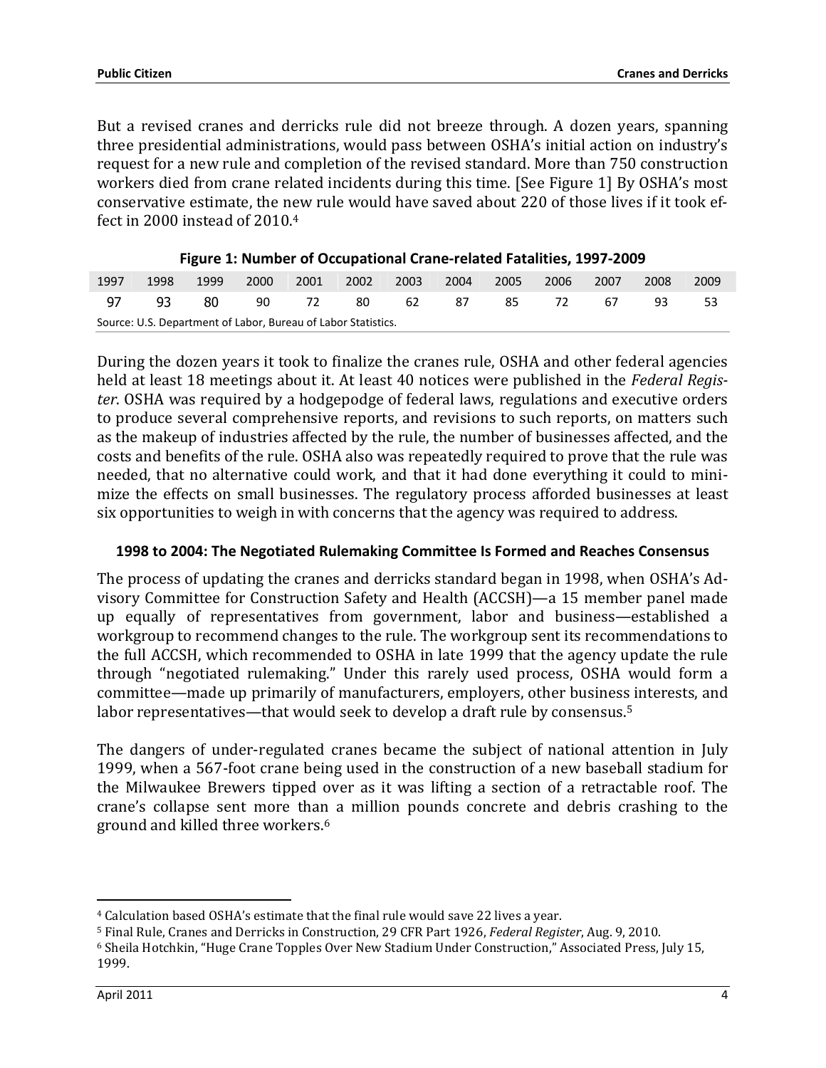But a revised cranes and derricks rule did not breeze through. A dozen years, spanning three presidential administrations, would pass between OSHA's initial action on industry's request for a new rule and completion of the revised standard. More than 750 construction workers died from crane related incidents during this time. [See Figure 1] By OSHA's most conservative estimate, the new rule would have saved about 220 of those lives if it took effect in 2000 instead of 2010.[4]

**Figure 1: Number of Occupational Crane-related Fatalities, 1997-2009**

| 1997 | 1998 | 1999 | 2000 | 2001 | 2002 | 2003 | 2004 | 2005 | 2006 | 2007 | 2008 | 2009 |
|---|---|---|---|---|---|---|---|---|---|---|---|---|
| 97 | 93 | 80 | 90 | 72 | 80 | 62 | 87 | 85 | 72 | 67 | 93 | 53 |

Source: U.S. Department of Labor, Bureau of Labor Statistics.

During the dozen years it took to finalize the cranes rule, OSHA and other federal agencies held at least 18 meetings about it. At least 40 notices were published in the *Federal Register*. OSHA was required by a hodgepodge of federal laws, regulations and executive orders to produce several comprehensive reports, and revisions to such reports, on matters such as the makeup of industries affected by the rule, the number of businesses affected, and the costs and benefits of the rule. OSHA also was repeatedly required to prove that the rule was needed, that no alternative could work, and that it had done everything it could to minimize the effects on small businesses. The regulatory process afforded businesses at least six opportunities to weigh in with concerns that the agency was required to address.

### 1998 to 2004: The Negotiated Rulemaking Committee Is Formed and Reaches Consensus

The process of updating the cranes and derricks standard began in 1998, when OSHA's Advisory Committee for Construction Safety and Health (ACCSH)—a 15 member panel made up equally of representatives from government, labor and business—established a workgroup to recommend changes to the rule. The workgroup sent its recommendations to the full ACCSH, which recommended to OSHA in late 1999 that the agency update the rule through "negotiated rulemaking." Under this rarely used process, OSHA would form a committee—made up primarily of manufacturers, employers, other business interests, and labor representatives—that would seek to develop a draft rule by consensus.[5]

The dangers of under-regulated cranes became the subject of national attention in July 1999, when a 567-foot crane being used in the construction of a new baseball stadium for the Milwaukee Brewers tipped over as it was lifting a section of a retractable roof. The crane's collapse sent more than a million pounds concrete and debris crashing to the ground and killed three workers.[6]

---

[4] Calculation based OSHA's estimate that the final rule would save 22 lives a year.

[5] Final Rule, Cranes and Derricks in Construction, 29 CFR Part 1926, *Federal Register*, Aug. 9, 2010.

[6] Sheila Hotchkin, "Huge Crane Topples Over New Stadium Under Construction," Associated Press, July 15, 1999.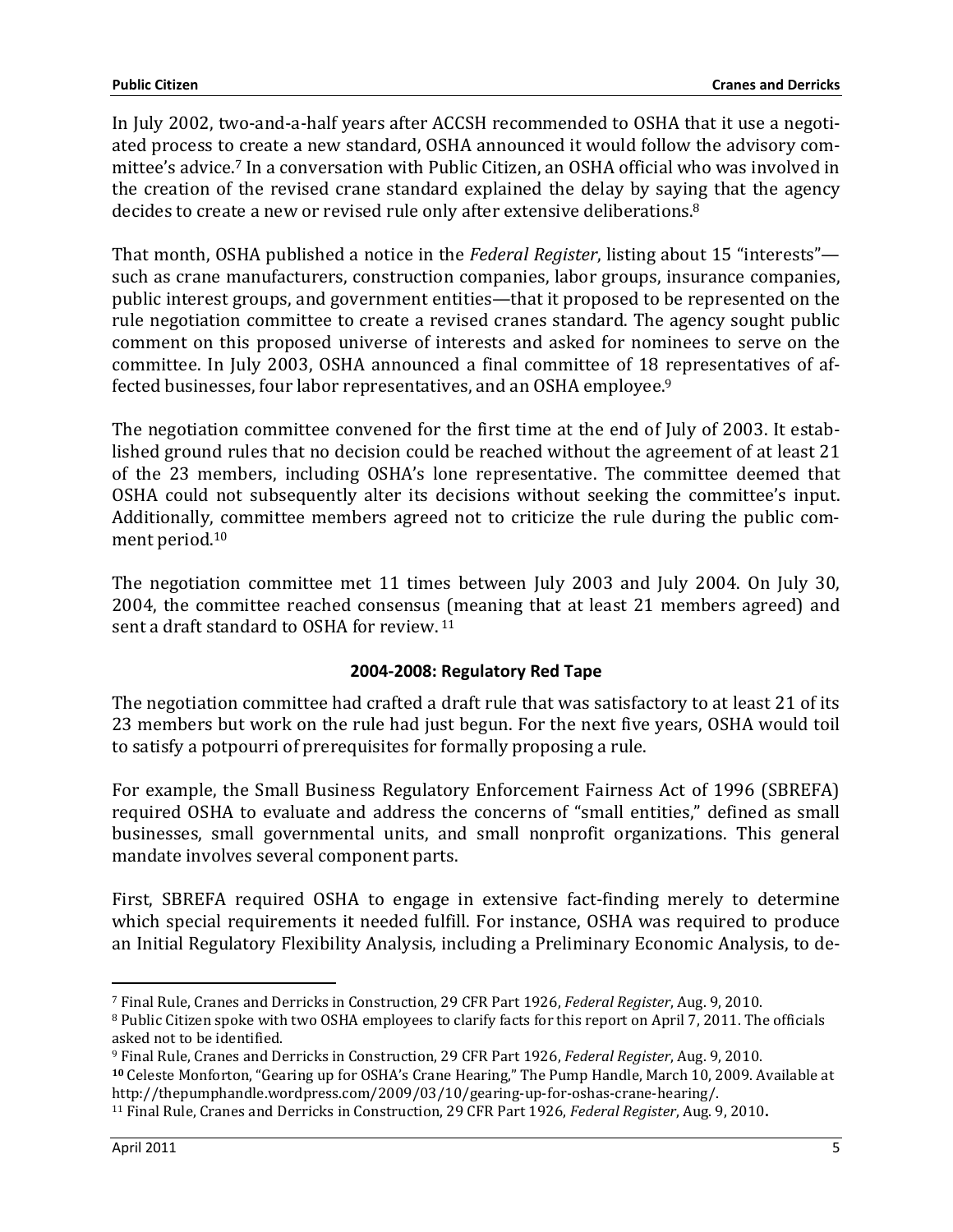In July 2002, two-and-a-half years after ACCSH recommended to OSHA that it use a negotiated process to create a new standard, OSHA announced it would follow the advisory committee's advice.[7] In a conversation with Public Citizen, an OSHA official who was involved in the creation of the revised crane standard explained the delay by saying that the agency decides to create a new or revised rule only after extensive deliberations.[8]

That month, OSHA published a notice in the *Federal Register*, listing about 15 "interests"—such as crane manufacturers, construction companies, labor groups, insurance companies, public interest groups, and government entities—that it proposed to be represented on the rule negotiation committee to create a revised cranes standard. The agency sought public comment on this proposed universe of interests and asked for nominees to serve on the committee. In July 2003, OSHA announced a final committee of 18 representatives of affected businesses, four labor representatives, and an OSHA employee.[9]

The negotiation committee convened for the first time at the end of July of 2003. It established ground rules that no decision could be reached without the agreement of at least 21 of the 23 members, including OSHA's lone representative. The committee deemed that OSHA could not subsequently alter its decisions without seeking the committee's input. Additionally, committee members agreed not to criticize the rule during the public comment period.[10]

The negotiation committee met 11 times between July 2003 and July 2004. On July 30, 2004, the committee reached consensus (meaning that at least 21 members agreed) and sent a draft standard to OSHA for review. [11]

**2004-2008: Regulatory Red Tape**

The negotiation committee had crafted a draft rule that was satisfactory to at least 21 of its 23 members but work on the rule had just begun. For the next five years, OSHA would toil to satisfy a potpourri of prerequisites for formally proposing a rule.

For example, the Small Business Regulatory Enforcement Fairness Act of 1996 (SBREFA) required OSHA to evaluate and address the concerns of "small entities," defined as small businesses, small governmental units, and small nonprofit organizations. This general mandate involves several component parts.

First, SBREFA required OSHA to engage in extensive fact-finding merely to determine which special requirements it needed fulfill. For instance, OSHA was required to produce an Initial Regulatory Flexibility Analysis, including a Preliminary Economic Analysis, to de-

---

[7] Final Rule, Cranes and Derricks in Construction, 29 CFR Part 1926, *Federal Register*, Aug. 9, 2010.

[8] Public Citizen spoke with two OSHA employees to clarify facts for this report on April 7, 2011. The officials asked not to be identified.

[9] Final Rule, Cranes and Derricks in Construction, 29 CFR Part 1926, *Federal Register*, Aug. 9, 2010.

[10] Celeste Monforton, "Gearing up for OSHA's Crane Hearing," The Pump Handle, March 10, 2009. Available at http://thepumphandle.wordpress.com/2009/03/10/gearing-up-for-oshas-crane-hearing/.

[11] Final Rule, Cranes and Derricks in Construction, 29 CFR Part 1926, *Federal Register*, Aug. 9, 2010.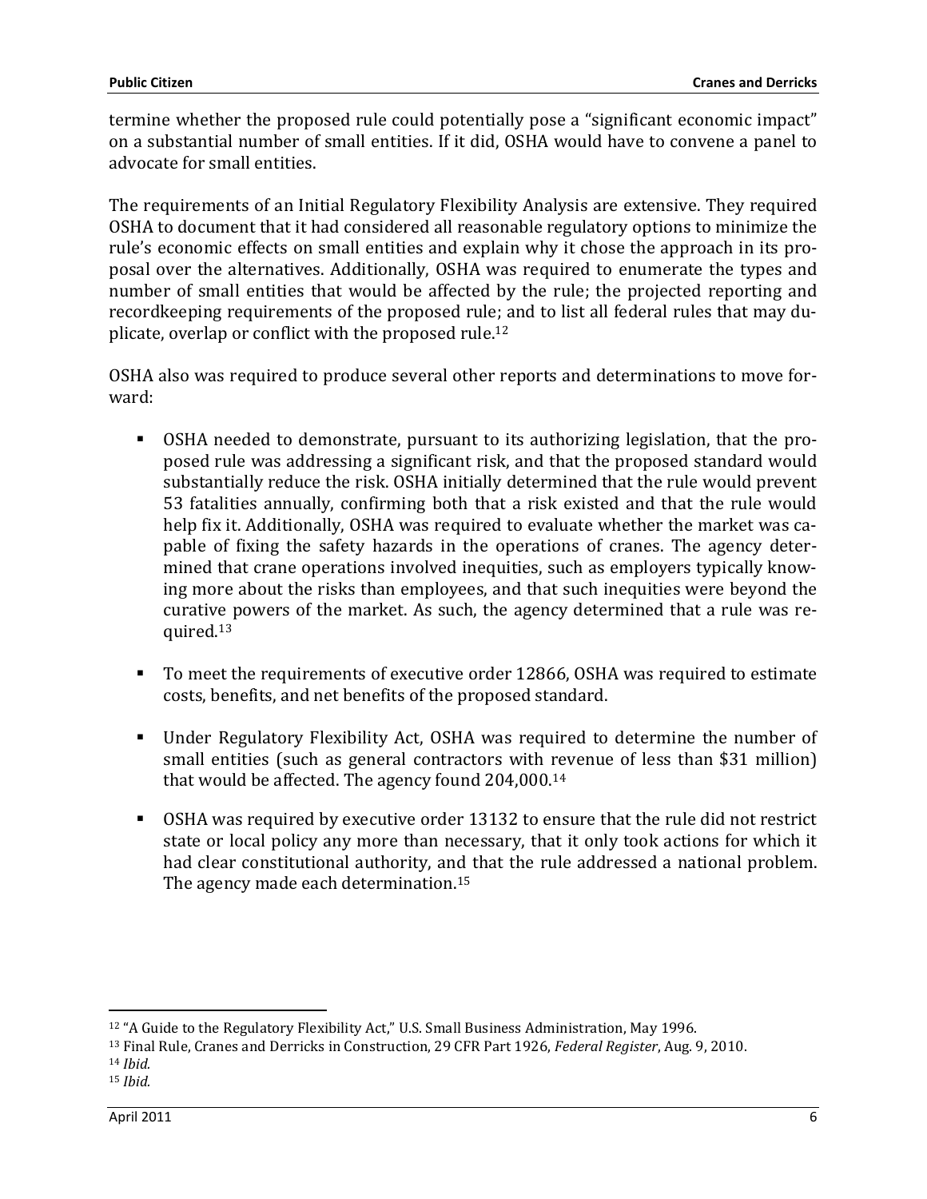termine whether the proposed rule could potentially pose a "significant economic impact" on a substantial number of small entities. If it did, OSHA would have to convene a panel to advocate for small entities.

The requirements of an Initial Regulatory Flexibility Analysis are extensive. They required OSHA to document that it had considered all reasonable regulatory options to minimize the rule's economic effects on small entities and explain why it chose the approach in its proposal over the alternatives. Additionally, OSHA was required to enumerate the types and number of small entities that would be affected by the rule; the projected reporting and recordkeeping requirements of the proposed rule; and to list all federal rules that may duplicate, overlap or conflict with the proposed rule.[12]

OSHA also was required to produce several other reports and determinations to move forward:

- OSHA needed to demonstrate, pursuant to its authorizing legislation, that the proposed rule was addressing a significant risk, and that the proposed standard would substantially reduce the risk. OSHA initially determined that the rule would prevent 53 fatalities annually, confirming both that a risk existed and that the rule would help fix it. Additionally, OSHA was required to evaluate whether the market was capable of fixing the safety hazards in the operations of cranes. The agency determined that crane operations involved inequities, such as employers typically knowing more about the risks than employees, and that such inequities were beyond the curative powers of the market. As such, the agency determined that a rule was required.[13]

- To meet the requirements of executive order 12866, OSHA was required to estimate costs, benefits, and net benefits of the proposed standard.

- Under Regulatory Flexibility Act, OSHA was required to determine the number of small entities (such as general contractors with revenue of less than $31 million) that would be affected. The agency found 204,000.[14]

- OSHA was required by executive order 13132 to ensure that the rule did not restrict state or local policy any more than necessary, that it only took actions for which it had clear constitutional authority, and that the rule addressed a national problem. The agency made each determination.[15]

---

[12] "A Guide to the Regulatory Flexibility Act," U.S. Small Business Administration, May 1996.

[13] Final Rule, Cranes and Derricks in Construction, 29 CFR Part 1926, *Federal Register*, Aug. 9, 2010.

[14] *Ibid.*

[15] *Ibid.*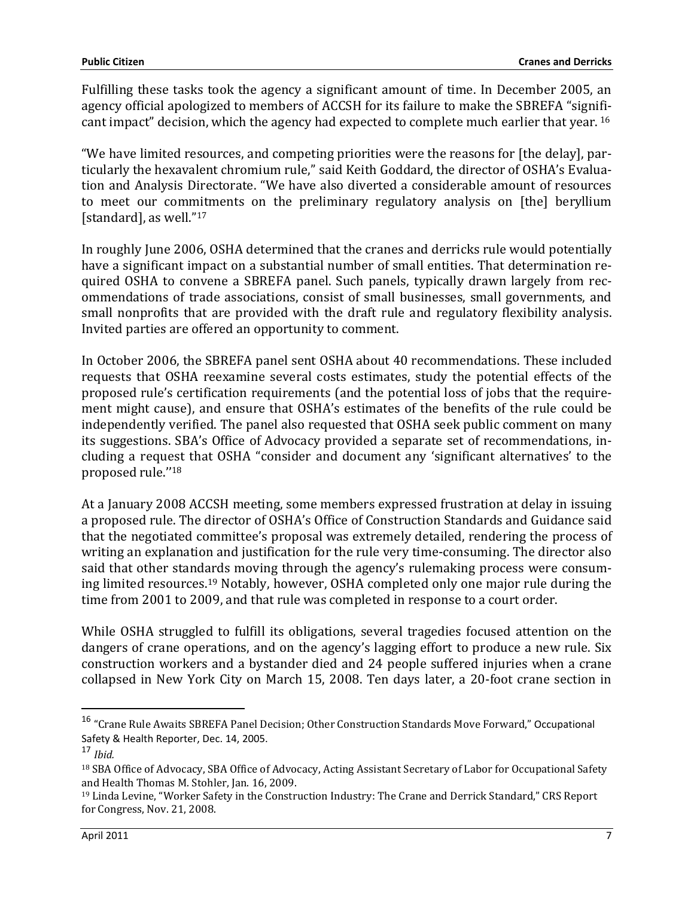Fulfilling these tasks took the agency a significant amount of time. In December 2005, an agency official apologized to members of ACCSH for its failure to make the SBREFA "significant impact" decision, which the agency had expected to complete much earlier that year. [16]

"We have limited resources, and competing priorities were the reasons for [the delay], particularly the hexavalent chromium rule," said Keith Goddard, the director of OSHA's Evaluation and Analysis Directorate. "We have also diverted a considerable amount of resources to meet our commitments on the preliminary regulatory analysis on [the] beryllium [standard], as well."[17]

In roughly June 2006, OSHA determined that the cranes and derricks rule would potentially have a significant impact on a substantial number of small entities. That determination required OSHA to convene a SBREFA panel. Such panels, typically drawn largely from recommendations of trade associations, consist of small businesses, small governments, and small nonprofits that are provided with the draft rule and regulatory flexibility analysis. Invited parties are offered an opportunity to comment.

In October 2006, the SBREFA panel sent OSHA about 40 recommendations. These included requests that OSHA reexamine several costs estimates, study the potential effects of the proposed rule's certification requirements (and the potential loss of jobs that the requirement might cause), and ensure that OSHA's estimates of the benefits of the rule could be independently verified. The panel also requested that OSHA seek public comment on many its suggestions. SBA's Office of Advocacy provided a separate set of recommendations, including a request that OSHA "consider and document any 'significant alternatives' to the proposed rule."[18]

At a January 2008 ACCSH meeting, some members expressed frustration at delay in issuing a proposed rule. The director of OSHA's Office of Construction Standards and Guidance said that the negotiated committee's proposal was extremely detailed, rendering the process of writing an explanation and justification for the rule very time-consuming. The director also said that other standards moving through the agency's rulemaking process were consuming limited resources.[19] Notably, however, OSHA completed only one major rule during the time from 2001 to 2009, and that rule was completed in response to a court order.

While OSHA struggled to fulfill its obligations, several tragedies focused attention on the dangers of crane operations, and on the agency's lagging effort to produce a new rule. Six construction workers and a bystander died and 24 people suffered injuries when a crane collapsed in New York City on March 15, 2008. Ten days later, a 20-foot crane section in

---

[16] "Crane Rule Awaits SBREFA Panel Decision; Other Construction Standards Move Forward," Occupational Safety & Health Reporter, Dec. 14, 2005.

[17] *Ibid.*

[18] SBA Office of Advocacy, SBA Office of Advocacy, Acting Assistant Secretary of Labor for Occupational Safety and Health Thomas M. Stohler, Jan. 16, 2009.

[19] Linda Levine, "Worker Safety in the Construction Industry: The Crane and Derrick Standard," CRS Report for Congress, Nov. 21, 2008.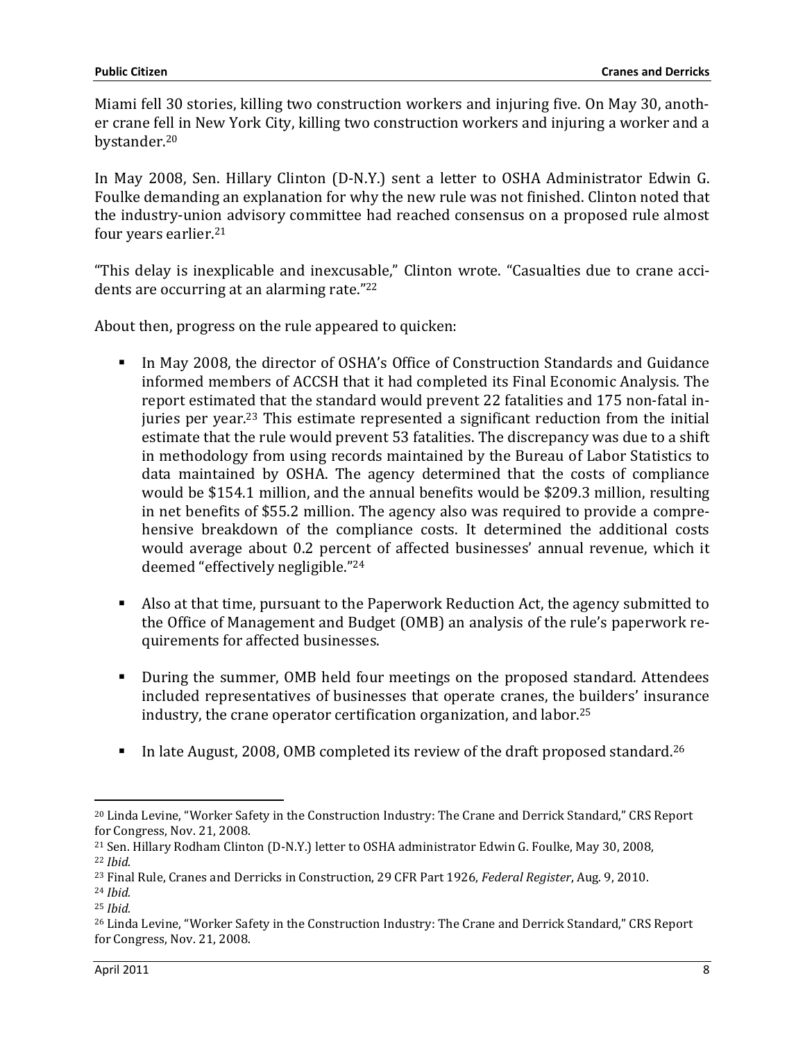Miami fell 30 stories, killing two construction workers and injuring five. On May 30, another crane fell in New York City, killing two construction workers and injuring a worker and a bystander.[20]

In May 2008, Sen. Hillary Clinton (D-N.Y.) sent a letter to OSHA Administrator Edwin G. Foulke demanding an explanation for why the new rule was not finished. Clinton noted that the industry-union advisory committee had reached consensus on a proposed rule almost four years earlier.[21]

"This delay is inexplicable and inexcusable," Clinton wrote. "Casualties due to crane accidents are occurring at an alarming rate."[22]

About then, progress on the rule appeared to quicken:

- In May 2008, the director of OSHA's Office of Construction Standards and Guidance informed members of ACCSH that it had completed its Final Economic Analysis. The report estimated that the standard would prevent 22 fatalities and 175 non-fatal injuries per year.[23] This estimate represented a significant reduction from the initial estimate that the rule would prevent 53 fatalities. The discrepancy was due to a shift in methodology from using records maintained by the Bureau of Labor Statistics to data maintained by OSHA. The agency determined that the costs of compliance would be $154.1 million, and the annual benefits would be $209.3 million, resulting in net benefits of $55.2 million. The agency also was required to provide a comprehensive breakdown of the compliance costs. It determined the additional costs would average about 0.2 percent of affected businesses' annual revenue, which it deemed "effectively negligible."[24]

- Also at that time, pursuant to the Paperwork Reduction Act, the agency submitted to the Office of Management and Budget (OMB) an analysis of the rule's paperwork requirements for affected businesses.

- During the summer, OMB held four meetings on the proposed standard. Attendees included representatives of businesses that operate cranes, the builders' insurance industry, the crane operator certification organization, and labor.[25]

- In late August, 2008, OMB completed its review of the draft proposed standard.[26]

---

[20] Linda Levine, "Worker Safety in the Construction Industry: The Crane and Derrick Standard," CRS Report for Congress, Nov. 21, 2008.

[21] Sen. Hillary Rodham Clinton (D-N.Y.) letter to OSHA administrator Edwin G. Foulke, May 30, 2008,

[22] *Ibid.*

[23] Final Rule, Cranes and Derricks in Construction, 29 CFR Part 1926, *Federal Register*, Aug. 9, 2010.

[24] *Ibid.*

[25] *Ibid.*

[26] Linda Levine, "Worker Safety in the Construction Industry: The Crane and Derrick Standard," CRS Report for Congress, Nov. 21, 2008.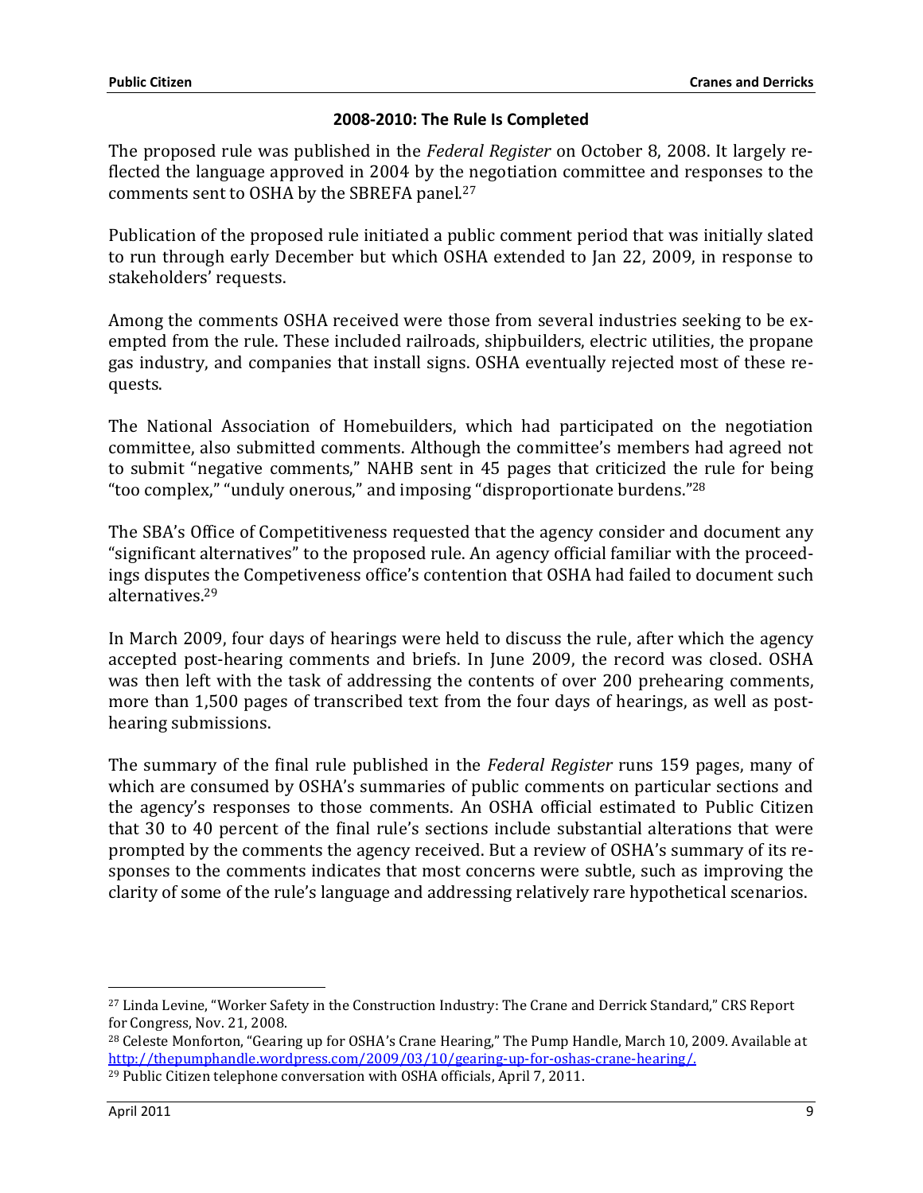## 2008-2010: The Rule Is Completed

The proposed rule was published in the *Federal Register* on October 8, 2008. It largely reflected the language approved in 2004 by the negotiation committee and responses to the comments sent to OSHA by the SBREFA panel.[27]

Publication of the proposed rule initiated a public comment period that was initially slated to run through early December but which OSHA extended to Jan 22, 2009, in response to stakeholders' requests.

Among the comments OSHA received were those from several industries seeking to be exempted from the rule. These included railroads, shipbuilders, electric utilities, the propane gas industry, and companies that install signs. OSHA eventually rejected most of these requests.

The National Association of Homebuilders, which had participated on the negotiation committee, also submitted comments. Although the committee's members had agreed not to submit "negative comments," NAHB sent in 45 pages that criticized the rule for being "too complex," "unduly onerous," and imposing "disproportionate burdens."[28]

The SBA's Office of Competitiveness requested that the agency consider and document any "significant alternatives" to the proposed rule. An agency official familiar with the proceedings disputes the Competiveness office's contention that OSHA had failed to document such alternatives.[29]

In March 2009, four days of hearings were held to discuss the rule, after which the agency accepted post-hearing comments and briefs. In June 2009, the record was closed. OSHA was then left with the task of addressing the contents of over 200 prehearing comments, more than 1,500 pages of transcribed text from the four days of hearings, as well as post-hearing submissions.

The summary of the final rule published in the *Federal Register* runs 159 pages, many of which are consumed by OSHA's summaries of public comments on particular sections and the agency's responses to those comments. An OSHA official estimated to Public Citizen that 30 to 40 percent of the final rule's sections include substantial alterations that were prompted by the comments the agency received. But a review of OSHA's summary of its responses to the comments indicates that most concerns were subtle, such as improving the clarity of some of the rule's language and addressing relatively rare hypothetical scenarios.

---

[27] Linda Levine, "Worker Safety in the Construction Industry: The Crane and Derrick Standard," CRS Report for Congress, Nov. 21, 2008.

[28] Celeste Monforton, "Gearing up for OSHA's Crane Hearing," The Pump Handle, March 10, 2009. Available at http://thepumphandle.wordpress.com/2009/03/10/gearing-up-for-oshas-crane-hearing/.

[29] Public Citizen telephone conversation with OSHA officials, April 7, 2011.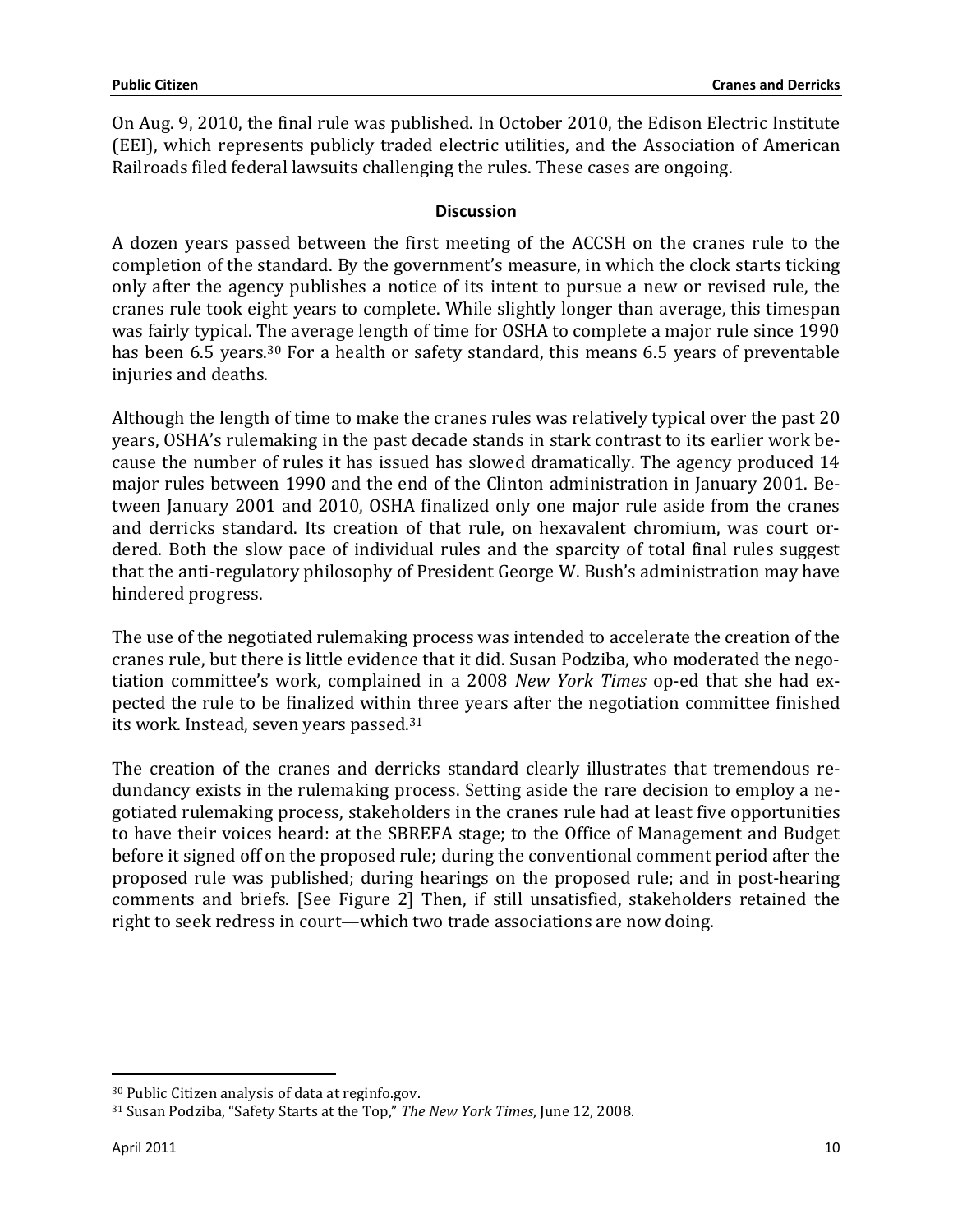On Aug. 9, 2010, the final rule was published. In October 2010, the Edison Electric Institute (EEI), which represents publicly traded electric utilities, and the Association of American Railroads filed federal lawsuits challenging the rules. These cases are ongoing.

**Discussion**

A dozen years passed between the first meeting of the ACCSH on the cranes rule to the completion of the standard. By the government's measure, in which the clock starts ticking only after the agency publishes a notice of its intent to pursue a new or revised rule, the cranes rule took eight years to complete. While slightly longer than average, this timespan was fairly typical. The average length of time for OSHA to complete a major rule since 1990 has been 6.5 years.[30] For a health or safety standard, this means 6.5 years of preventable injuries and deaths.

Although the length of time to make the cranes rules was relatively typical over the past 20 years, OSHA's rulemaking in the past decade stands in stark contrast to its earlier work because the number of rules it has issued has slowed dramatically. The agency produced 14 major rules between 1990 and the end of the Clinton administration in January 2001. Between January 2001 and 2010, OSHA finalized only one major rule aside from the cranes and derricks standard. Its creation of that rule, on hexavalent chromium, was court ordered. Both the slow pace of individual rules and the sparcity of total final rules suggest that the anti-regulatory philosophy of President George W. Bush's administration may have hindered progress.

The use of the negotiated rulemaking process was intended to accelerate the creation of the cranes rule, but there is little evidence that it did. Susan Podziba, who moderated the negotiation committee's work, complained in a 2008 *New York Times* op-ed that she had expected the rule to be finalized within three years after the negotiation committee finished its work. Instead, seven years passed.[31]

The creation of the cranes and derricks standard clearly illustrates that tremendous redundancy exists in the rulemaking process. Setting aside the rare decision to employ a negotiated rulemaking process, stakeholders in the cranes rule had at least five opportunities to have their voices heard: at the SBREFA stage; to the Office of Management and Budget before it signed off on the proposed rule; during the conventional comment period after the proposed rule was published; during hearings on the proposed rule; and in post-hearing comments and briefs. [See Figure 2] Then, if still unsatisfied, stakeholders retained the right to seek redress in court—which two trade associations are now doing.

---

[30] Public Citizen analysis of data at reginfo.gov.

[31] Susan Podziba, "Safety Starts at the Top," *The New York Times*, June 12, 2008.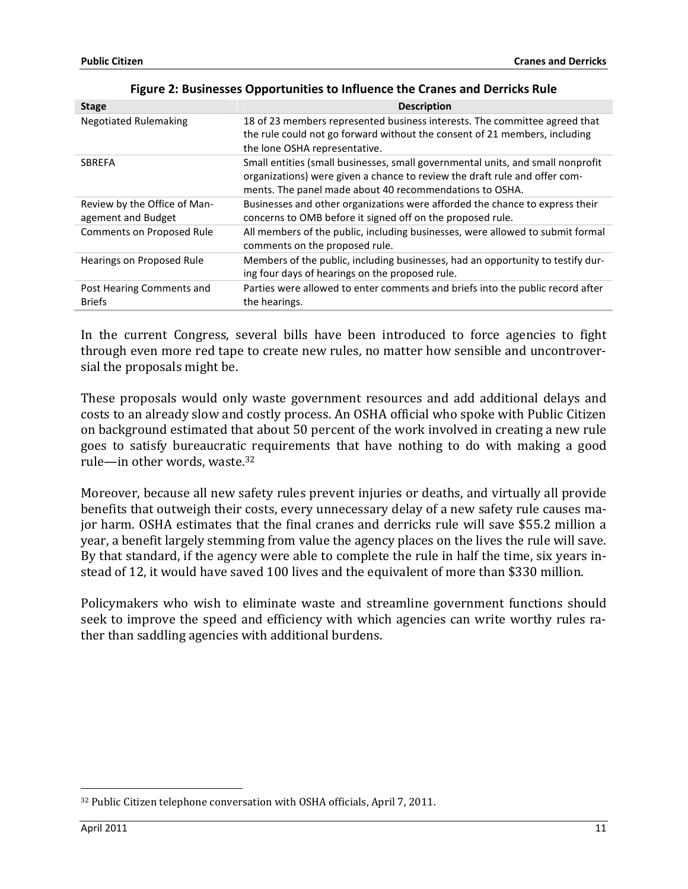**Figure 2: Businesses Opportunities to Influence the Cranes and Derricks Rule**

| Stage | Description |
| --- | --- |
| Negotiated Rulemaking | 18 of 23 members represented business interests. The committee agreed that the rule could not go forward without the consent of 21 members, including the lone OSHA representative. |
| SBREFA | Small entities (small businesses, small governmental units, and small nonprofit organizations) were given a chance to review the draft rule and offer comments. The panel made about 40 recommendations to OSHA. |
| Review by the Office of Management and Budget | Businesses and other organizations were afforded the chance to express their concerns to OMB before it signed off on the proposed rule. |
| Comments on Proposed Rule | All members of the public, including businesses, were allowed to submit formal comments on the proposed rule. |
| Hearings on Proposed Rule | Members of the public, including businesses, had an opportunity to testify during four days of hearings on the proposed rule. |
| Post Hearing Comments and Briefs | Parties were allowed to enter comments and briefs into the public record after the hearings. |

In the current Congress, several bills have been introduced to force agencies to fight through even more red tape to create new rules, no matter how sensible and uncontroversial the proposals might be.

These proposals would only waste government resources and add additional delays and costs to an already slow and costly process. An OSHA official who spoke with Public Citizen on background estimated that about 50 percent of the work involved in creating a new rule goes to satisfy bureaucratic requirements that have nothing to do with making a good rule—in other words, waste.[32]

Moreover, because all new safety rules prevent injuries or deaths, and virtually all provide benefits that outweigh their costs, every unnecessary delay of a new safety rule causes major harm. OSHA estimates that the final cranes and derricks rule will save $55.2 million a year, a benefit largely stemming from value the agency places on the lives the rule will save. By that standard, if the agency were able to complete the rule in half the time, six years instead of 12, it would have saved 100 lives and the equivalent of more than $330 million.

Policymakers who wish to eliminate waste and streamline government functions should seek to improve the speed and efficiency with which agencies can write worthy rules rather than saddling agencies with additional burdens.

[32] Public Citizen telephone conversation with OSHA officials, April 7, 2011.